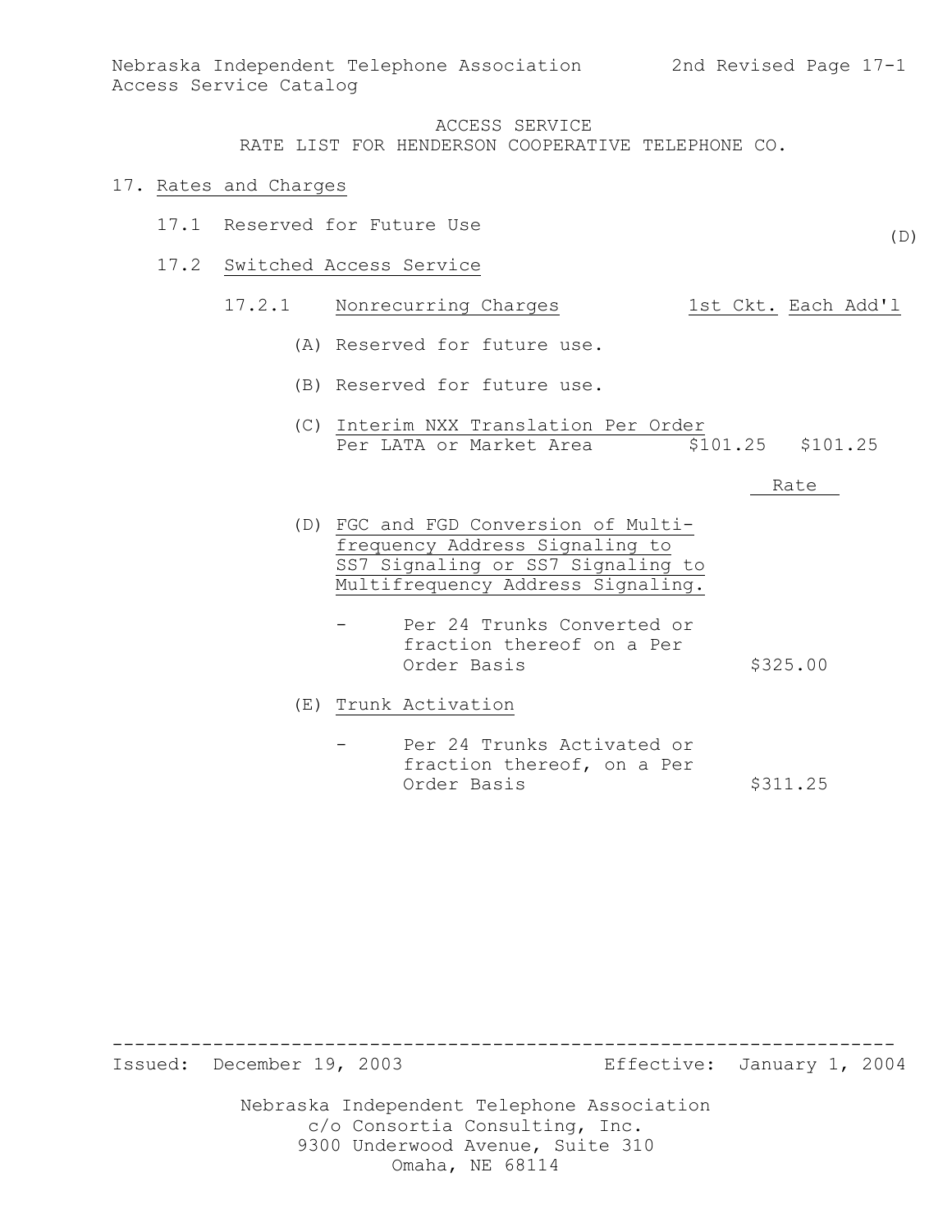ACCESS SERVICE
RATE LIST FOR HENDERSON COOPERATIVE TELEPHONE CO.

# 17. Rates and Charges

## 17.1 Reserved for Future Use (D)

## 17.2 Switched Access Service

### 17.2.1 Nonrecurring Charges

| | 1st Ckt. | Each Add'l |
|---|---|---|
| (A) Reserved for future use. | | |
| (B) Reserved for future use. | | |
| (C) Interim NXX Translation Per Order Per LATA or Market Area | $101.25 | $101.25 |

| | Rate |
|---|---|
| (D) FGC and FGD Conversion of Multi-frequency Address Signaling to SS7 Signaling or SS7 Signaling to Multifrequency Address Signaling. | |
| - Per 24 Trunks Converted or fraction thereof on a Per Order Basis | $325.00 |
| (E) Trunk Activation | |
| - Per 24 Trunks Activated or fraction thereof, on a Per Order Basis | $311.25 |

Issued: December 19, 2003 Effective: January 1, 2004

Nebraska Independent Telephone Association
c/o Consortia Consulting, Inc.
9300 Underwood Avenue, Suite 310
Omaha, NE 68114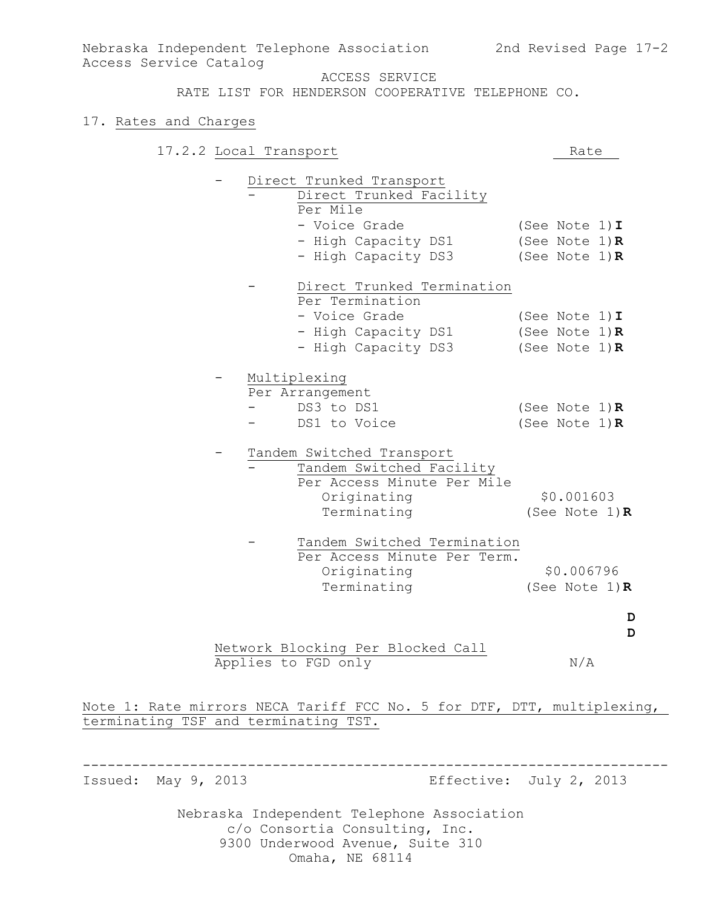ACCESS SERVICE
RATE LIST FOR HENDERSON COOPERATIVE TELEPHONE CO.

## 17. Rates and Charges

### 17.2.2 Local Transport

| | Rate |
|---|---|
| - Direct Trunked Transport | |
| - Direct Trunked Facility | |
| Per Mile | |
| - Voice Grade | (See Note 1) **I** |
| - High Capacity DS1 | (See Note 1) **R** |
| - High Capacity DS3 | (See Note 1) **R** |
| - Direct Trunked Termination | |
| Per Termination | |
| - Voice Grade | (See Note 1) **I** |
| - High Capacity DS1 | (See Note 1) **R** |
| - High Capacity DS3 | (See Note 1) **R** |
| - Multiplexing | |
| Per Arrangement | |
| - DS3 to DS1 | (See Note 1) **R** |
| - DS1 to Voice | (See Note 1) **R** |
| - Tandem Switched Transport | |
| - Tandem Switched Facility | |
| Per Access Minute Per Mile | |
| Originating | $0.001603 |
| Terminating | (See Note 1) **R** |
| - Tandem Switched Termination | |
| Per Access Minute Per Term. | |
| Originating | $0.006796 |
| Terminating | (See Note 1) **R** |
| | **D** |
| | **D** |
| Network Blocking Per Blocked Call | |
| Applies to FGD only | N/A |

Note 1: Rate mirrors NECA Tariff FCC No. 5 for DTF, DTT, multiplexing, terminating TSF and terminating TST.

Issued: May 9, 2013 Effective: July 2, 2013

Nebraska Independent Telephone Association
c/o Consortia Consulting, Inc.
9300 Underwood Avenue, Suite 310
Omaha, NE 68114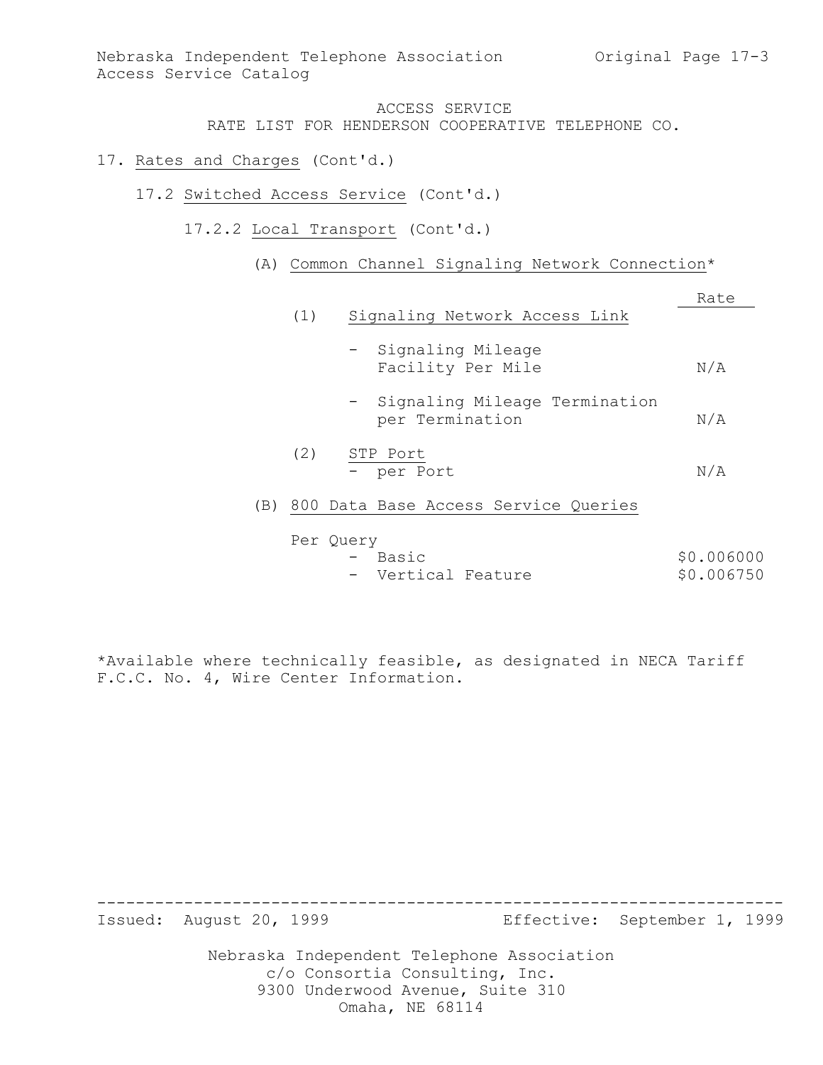ACCESS SERVICE
RATE LIST FOR HENDERSON COOPERATIVE TELEPHONE CO.

17. Rates and Charges (Cont'd.)

17.2 Switched Access Service (Cont'd.)

17.2.2 Local Transport (Cont'd.)

(A) Common Channel Signaling Network Connection*

| | Rate |
|---|---|
| (1) Signaling Network Access Link | |
| - Signaling Mileage Facility Per Mile | N/A |
| - Signaling Mileage Termination per Termination | N/A |
| (2) STP Port - per Port | N/A |

(B) 800 Data Base Access Service Queries

| Per Query | |
|---|---|
| - Basic | $0.006000 |
| - Vertical Feature | $0.006750 |

*Available where technically feasible, as designated in NECA Tariff F.C.C. No. 4, Wire Center Information.

Issued: August 20, 1999 Effective: September 1, 1999

Nebraska Independent Telephone Association
c/o Consortia Consulting, Inc.
9300 Underwood Avenue, Suite 310
Omaha, NE 68114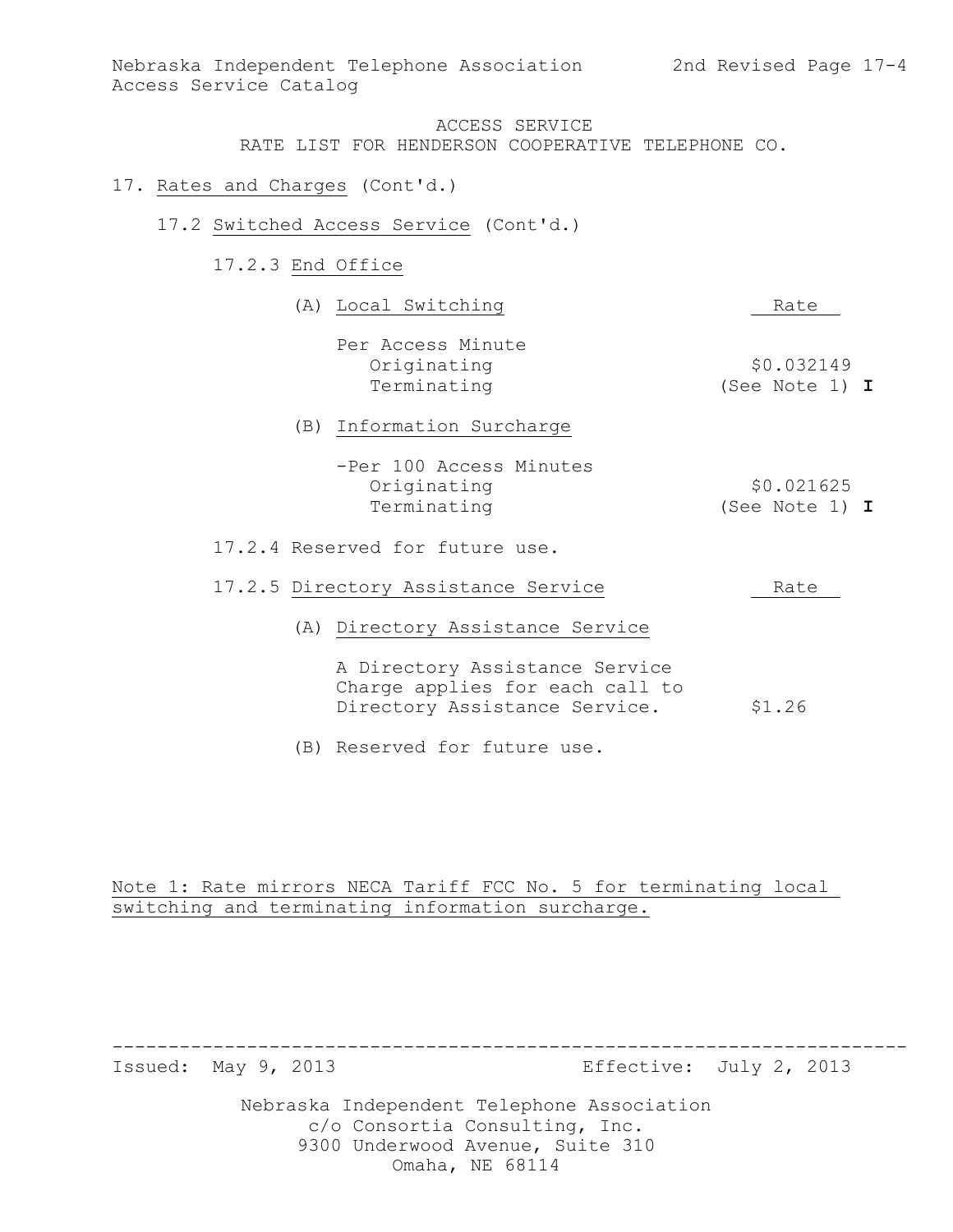ACCESS SERVICE
RATE LIST FOR HENDERSON COOPERATIVE TELEPHONE CO.

17. Rates and Charges (Cont'd.)

17.2 Switched Access Service (Cont'd.)

17.2.3 End Office

| (A) Local Switching | Rate | |
|---|---|---|
| Per Access Minute | | |
| Originating | $0.032149 | |
| Terminating | (See Note 1) | **I** |

| (B) Information Surcharge | | |
|---|---|---|
| -Per 100 Access Minutes | | |
| Originating | $0.021625 | |
| Terminating | (See Note 1) | **I** |

17.2.4 Reserved for future use.

| 17.2.5 Directory Assistance Service | Rate |
|---|---|
| (A) Directory Assistance Service | |
| A Directory Assistance Service Charge applies for each call to Directory Assistance Service. | $1.26 |

(B) Reserved for future use.

Note 1: Rate mirrors NECA Tariff FCC No. 5 for terminating local switching and terminating information surcharge.

Issued: May 9, 2013 Effective: July 2, 2013

Nebraska Independent Telephone Association
c/o Consortia Consulting, Inc.
9300 Underwood Avenue, Suite 310
Omaha, NE 68114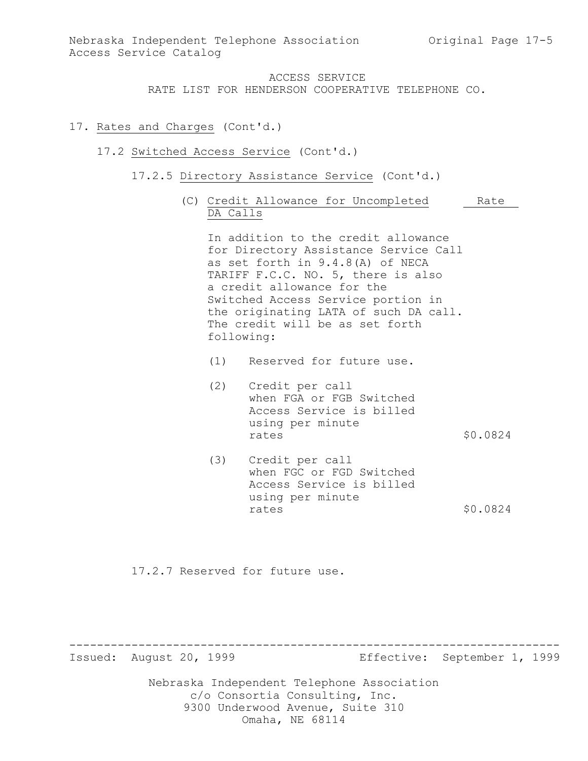ACCESS SERVICE
RATE LIST FOR HENDERSON COOPERATIVE TELEPHONE CO.

17. Rates and Charges (Cont'd.)

17.2 Switched Access Service (Cont'd.)

17.2.5 Directory Assistance Service (Cont'd.)

(C) Credit Allowance for Uncompleted DA Calls

In addition to the credit allowance for Directory Assistance Service Call as set forth in 9.4.8(A) of NECA TARIFF F.C.C. NO. 5, there is also a credit allowance for the Switched Access Service portion in the originating LATA of such DA call. The credit will be as set forth following:

| | | Rate |
|---|---|---|
| (1) | Reserved for future use. | |
| (2) | Credit per call when FGA or FGB Switched Access Service is billed using per minute rates | $0.0824 |
| (3) | Credit per call when FGC or FGD Switched Access Service is billed using per minute rates | $0.0824 |

17.2.7 Reserved for future use.

Issued: August 20, 1999 Effective: September 1, 1999

Nebraska Independent Telephone Association
c/o Consortia Consulting, Inc.
9300 Underwood Avenue, Suite 310
Omaha, NE 68114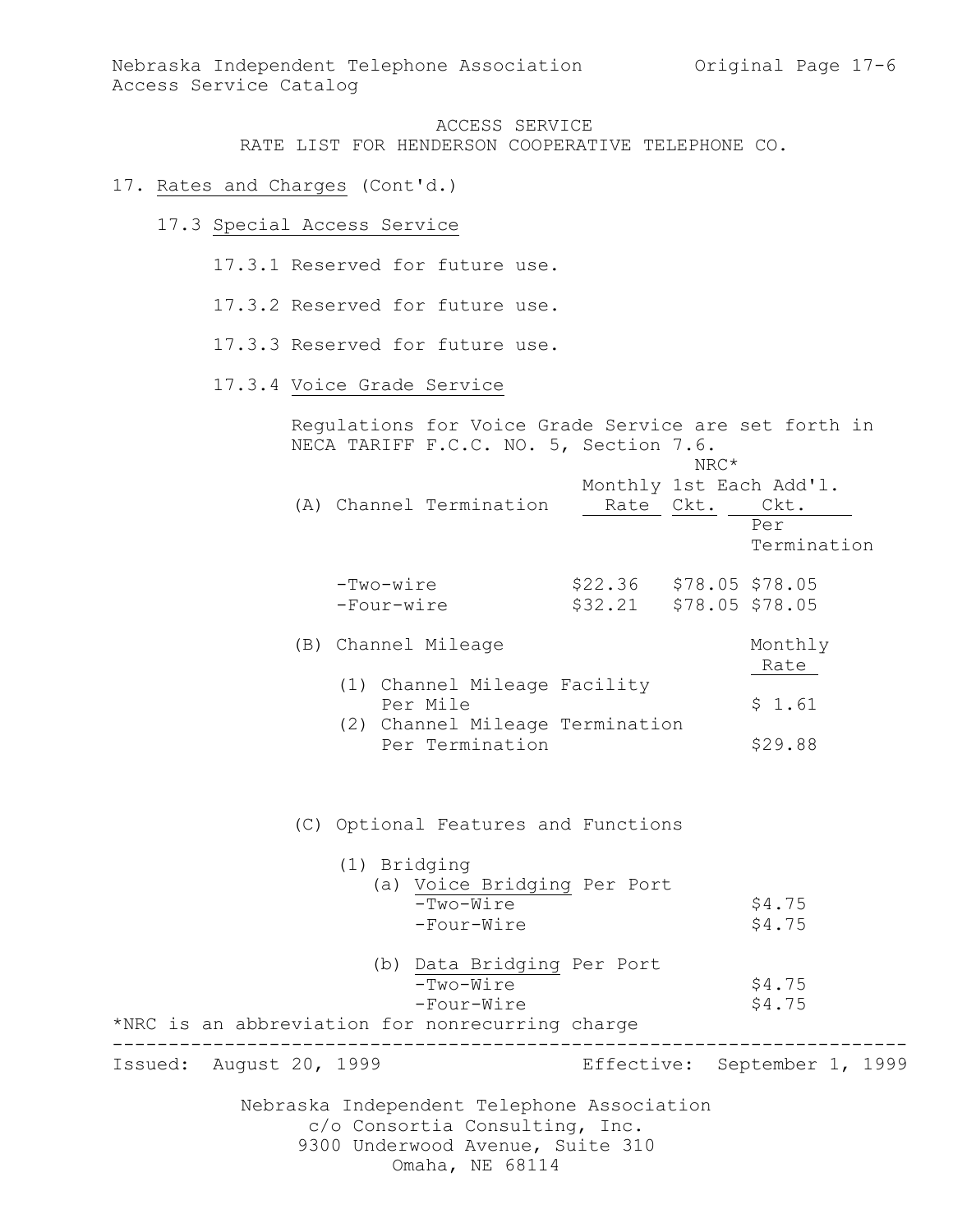ACCESS SERVICE
RATE LIST FOR HENDERSON COOPERATIVE TELEPHONE CO.

17. Rates and Charges (Cont'd.)

17.3 Special Access Service

17.3.1 Reserved for future use.

17.3.2 Reserved for future use.

17.3.3 Reserved for future use.

17.3.4 Voice Grade Service

Regulations for Voice Grade Service are set forth in NECA TARIFF F.C.C. NO. 5, Section 7.6.

| (A) Channel Termination | Monthly Rate | NRC* 1st Ckt. | NRC* Each Add'l. Ckt. Per Termination |
|---|---|---|---|
| -Two-wire | $22.36 | $78.05 | $78.05 |
| -Four-wire | $32.21 | $78.05 | $78.05 |

| (B) Channel Mileage | Monthly Rate |
|---|---|
| (1) Channel Mileage Facility Per Mile | $ 1.61 |
| (2) Channel Mileage Termination Per Termination | $29.88 |

(C) Optional Features and Functions

(1) Bridging

| | Monthly Rate |
|---|---|
| (a) Voice Bridging Per Port | |
| -Two-Wire | $4.75 |
| -Four-Wire | $4.75 |
| (b) Data Bridging Per Port | |
| -Two-Wire | $4.75 |
| -Four-Wire | $4.75 |

*NRC is an abbreviation for nonrecurring charge

Issued: August 20, 1999 Effective: September 1, 1999

Nebraska Independent Telephone Association
c/o Consortia Consulting, Inc.
9300 Underwood Avenue, Suite 310
Omaha, NE 68114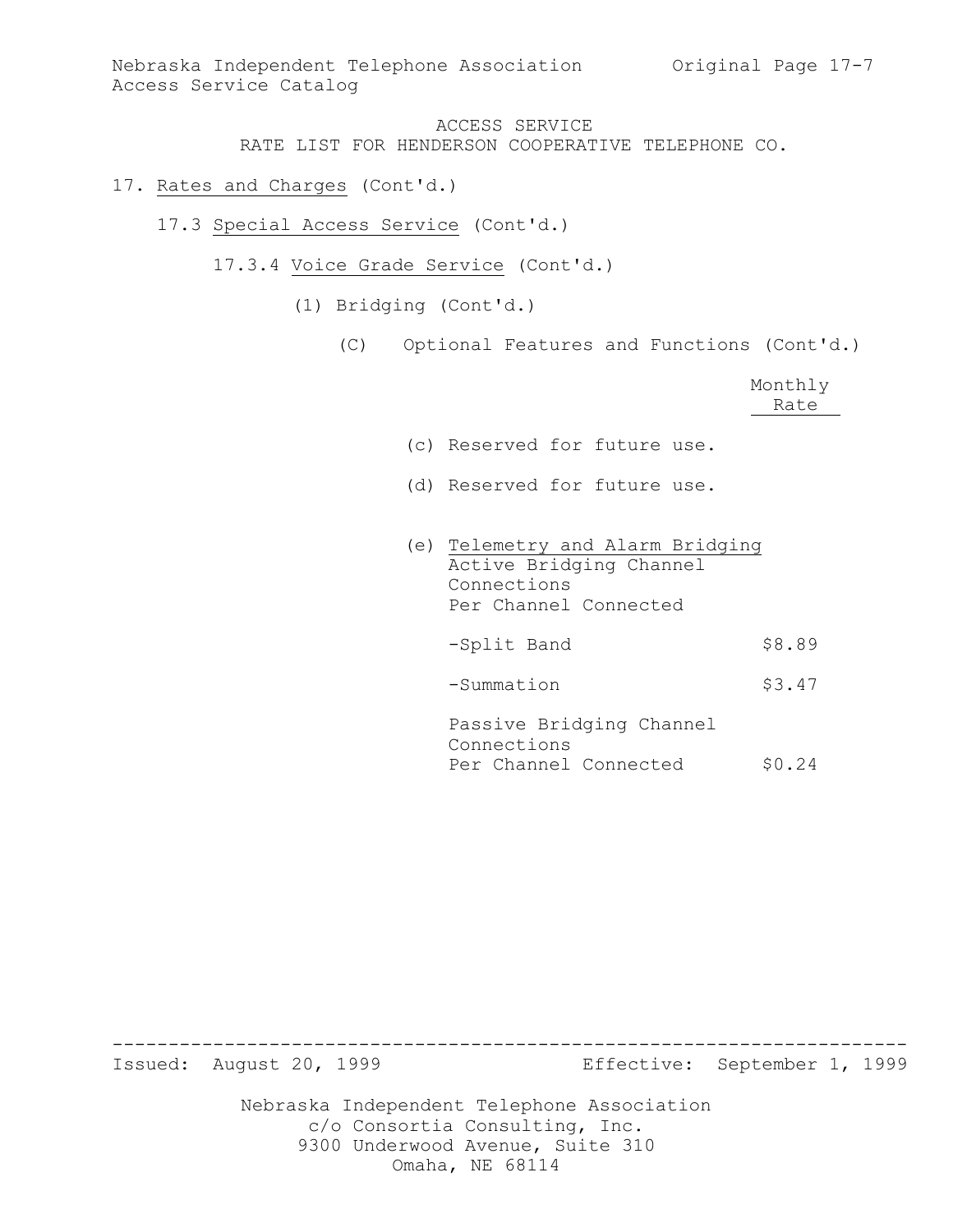ACCESS SERVICE
RATE LIST FOR HENDERSON COOPERATIVE TELEPHONE CO.

17. Rates and Charges (Cont'd.)

17.3 Special Access Service (Cont'd.)

17.3.4 Voice Grade Service (Cont'd.)

(1) Bridging (Cont'd.)

(C) Optional Features and Functions (Cont'd.)

| | Monthly Rate |
|---|---|
| (c) Reserved for future use. | |
| (d) Reserved for future use. | |
| (e) Telemetry and Alarm Bridging<br>Active Bridging Channel Connections<br>Per Channel Connected | |
| -Split Band | \$8.89 |
| -Summation | \$3.47 |
| Passive Bridging Channel Connections<br>Per Channel Connected | \$0.24 |

Issued: August 20, 1999 Effective: September 1, 1999

Nebraska Independent Telephone Association
c/o Consortia Consulting, Inc.
9300 Underwood Avenue, Suite 310
Omaha, NE 68114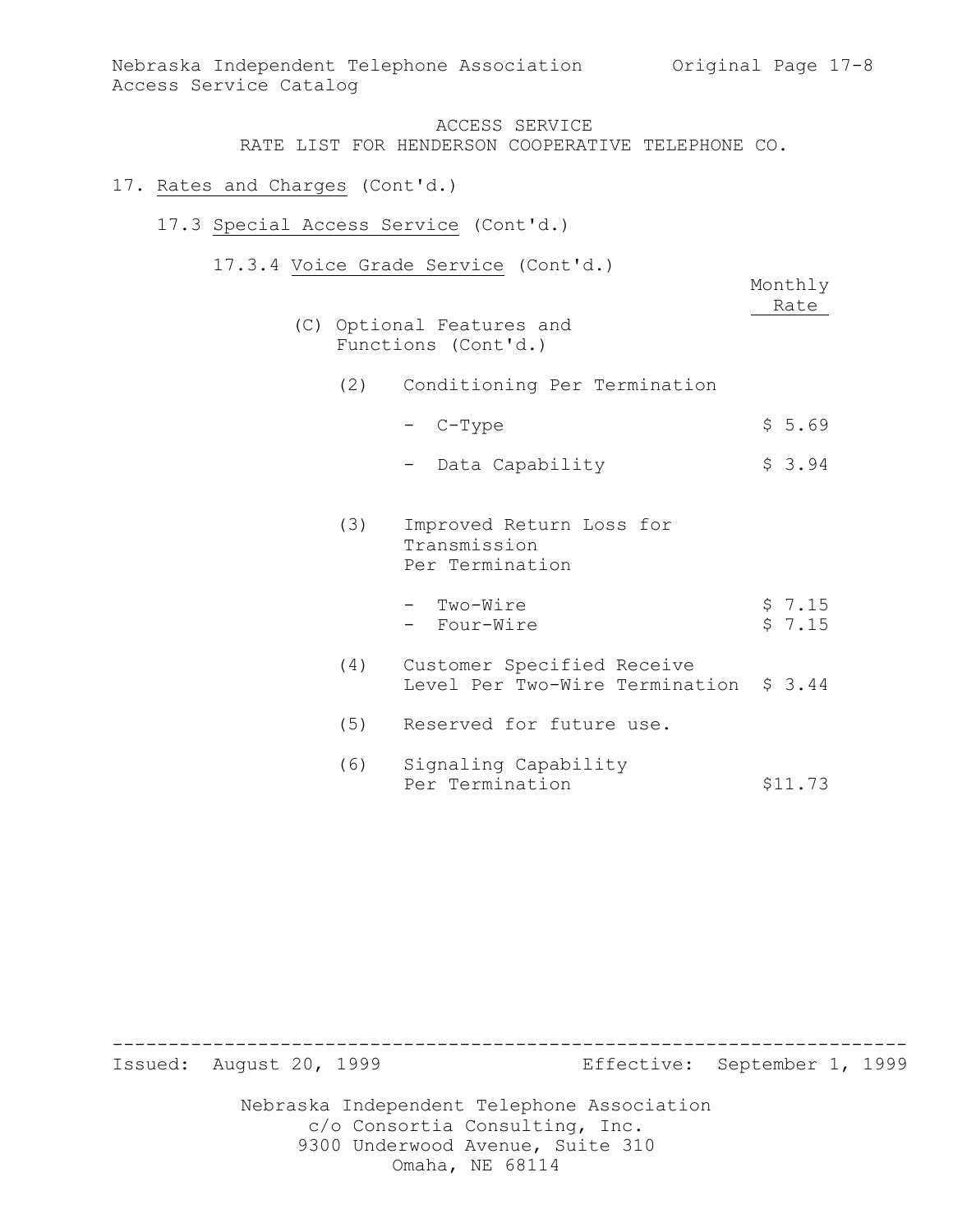ACCESS SERVICE
RATE LIST FOR HENDERSON COOPERATIVE TELEPHONE CO.

17. Rates and Charges (Cont'd.)

17.3 Special Access Service (Cont'd.)

17.3.4 Voice Grade Service (Cont'd.)

| | Monthly Rate |
|---|---|
| (C) Optional Features and Functions (Cont'd.) | |
| (2) Conditioning Per Termination | |
| - C-Type | $ 5.69 |
| - Data Capability | $ 3.94 |
| (3) Improved Return Loss for Transmission Per Termination | |
| - Two-Wire | $ 7.15 |
| - Four-Wire | $ 7.15 |
| (4) Customer Specified Receive Level Per Two-Wire Termination | $ 3.44 |
| (5) Reserved for future use. | |
| (6) Signaling Capability Per Termination | $11.73 |

Issued: August 20, 1999 Effective: September 1, 1999

Nebraska Independent Telephone Association
c/o Consortia Consulting, Inc.
9300 Underwood Avenue, Suite 310
Omaha, NE 68114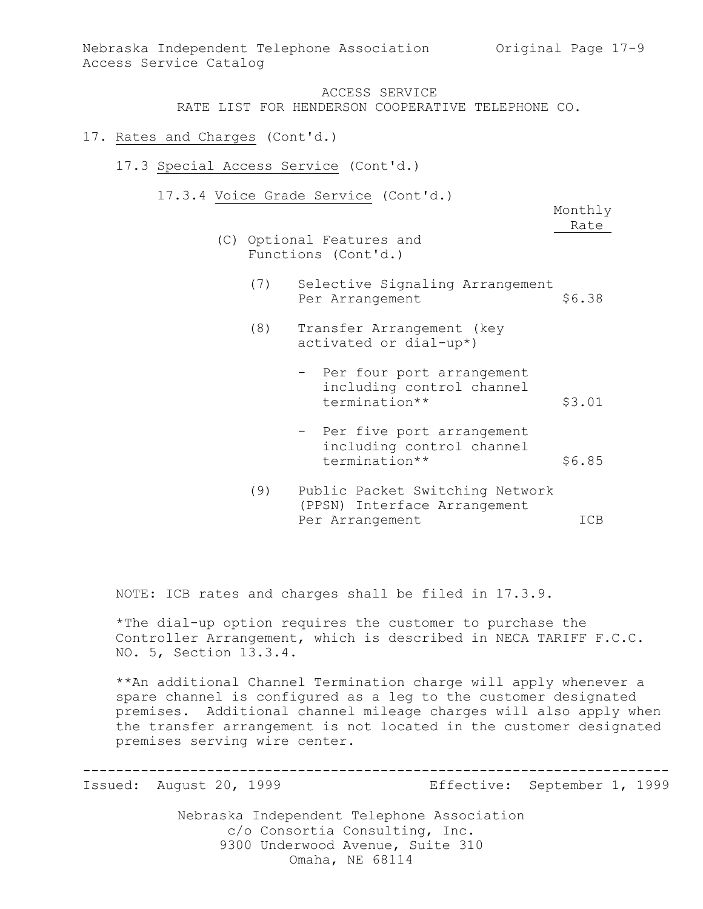ACCESS SERVICE
RATE LIST FOR HENDERSON COOPERATIVE TELEPHONE CO.

17. Rates and Charges (Cont'd.)

17.3 Special Access Service (Cont'd.)

17.3.4 Voice Grade Service (Cont'd.)

| | Monthly Rate |
|---|---|
| (C) Optional Features and Functions (Cont'd.) | |
| (7) Selective Signaling Arrangement Per Arrangement | $6.38 |
| (8) Transfer Arrangement (key activated or dial-up*) | |
| - Per four port arrangement including control channel termination** | $3.01 |
| - Per five port arrangement including control channel termination** | $6.85 |
| (9) Public Packet Switching Network (PPSN) Interface Arrangement Per Arrangement | ICB |

NOTE: ICB rates and charges shall be filed in 17.3.9.

*The dial-up option requires the customer to purchase the Controller Arrangement, which is described in NECA TARIFF F.C.C. NO. 5, Section 13.3.4.

**An additional Channel Termination charge will apply whenever a spare channel is configured as a leg to the customer designated premises. Additional channel mileage charges will also apply when the transfer arrangement is not located in the customer designated premises serving wire center.

Issued: August 20, 1999 Effective: September 1, 1999

Nebraska Independent Telephone Association
c/o Consortia Consulting, Inc.
9300 Underwood Avenue, Suite 310
Omaha, NE 68114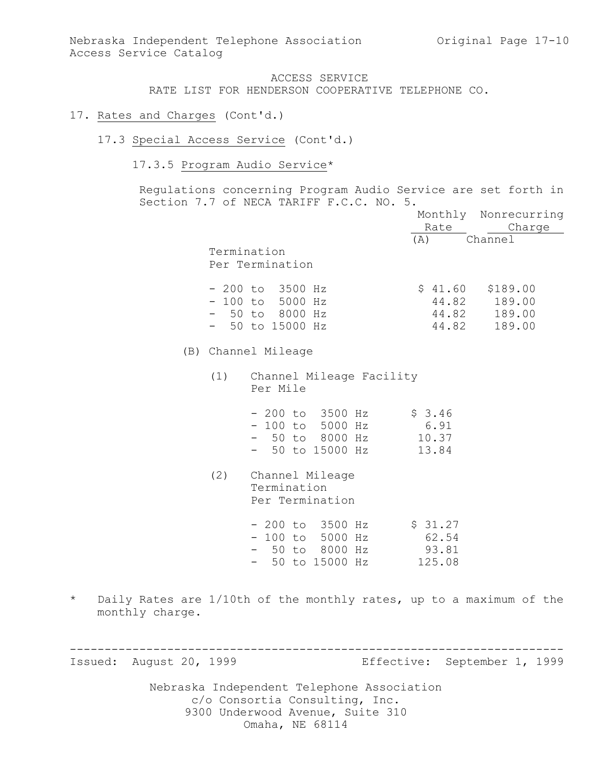ACCESS SERVICE
RATE LIST FOR HENDERSON COOPERATIVE TELEPHONE CO.

17. Rates and Charges (Cont'd.)

17.3 Special Access Service (Cont'd.)

17.3.5 Program Audio Service*

Regulations concerning Program Audio Service are set forth in Section 7.7 of NECA TARIFF F.C.C. NO. 5.

| | Monthly Rate | Nonrecurring Charge |
|---|---|---|
| (A) Channel Termination Per Termination | | |
| - 200 to 3500 Hz | $ 41.60 | $189.00 |
| - 100 to 5000 Hz | 44.82 | 189.00 |
| - 50 to 8000 Hz | 44.82 | 189.00 |
| - 50 to 15000 Hz | 44.82 | 189.00 |

(B) Channel Mileage

(1) Channel Mileage Facility Per Mile

| | Monthly Rate |
|---|---|
| - 200 to 3500 Hz | $ 3.46 |
| - 100 to 5000 Hz | 6.91 |
| - 50 to 8000 Hz | 10.37 |
| - 50 to 15000 Hz | 13.84 |

(2) Channel Mileage Termination Per Termination

| | Monthly Rate |
|---|---|
| - 200 to 3500 Hz | $ 31.27 |
| - 100 to 5000 Hz | 62.54 |
| - 50 to 8000 Hz | 93.81 |
| - 50 to 15000 Hz | 125.08 |

\* Daily Rates are 1/10th of the monthly rates, up to a maximum of the monthly charge.

Issued: August 20, 1999 Effective: September 1, 1999

Nebraska Independent Telephone Association
c/o Consortia Consulting, Inc.
9300 Underwood Avenue, Suite 310
Omaha, NE 68114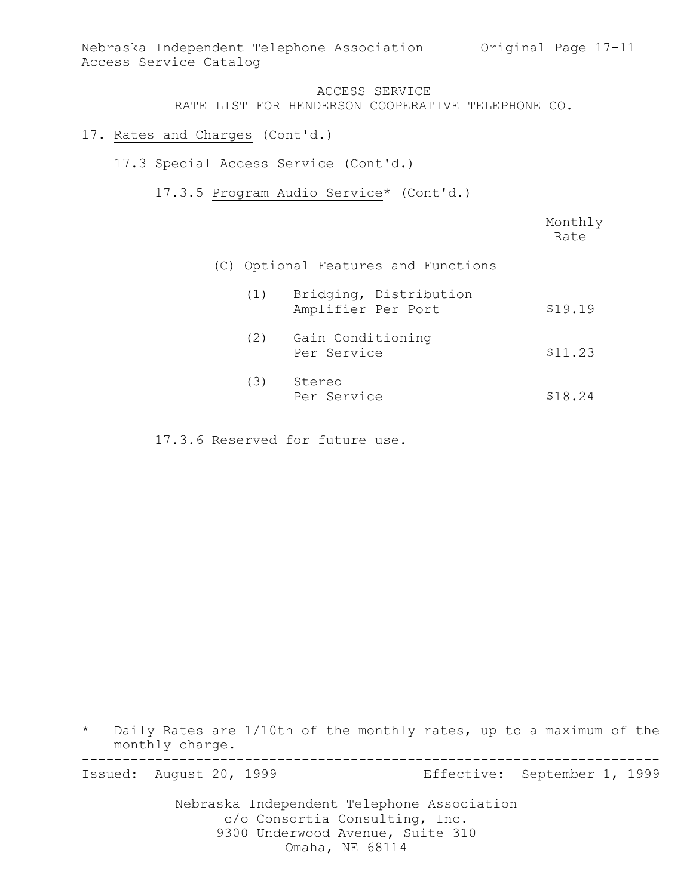ACCESS SERVICE
RATE LIST FOR HENDERSON COOPERATIVE TELEPHONE CO.

17. Rates and Charges (Cont'd.)

17.3 Special Access Service (Cont'd.)

17.3.5 Program Audio Service* (Cont'd.)

| | Monthly Rate |
|---|---|
| (C) Optional Features and Functions | |
| (1) Bridging, Distribution Amplifier Per Port | $19.19 |
| (2) Gain Conditioning Per Service | $11.23 |
| (3) Stereo Per Service | $18.24 |

17.3.6 Reserved for future use.

\* Daily Rates are 1/10th of the monthly rates, up to a maximum of the monthly charge.

Issued: August 20, 1999 Effective: September 1, 1999

Nebraska Independent Telephone Association
c/o Consortia Consulting, Inc.
9300 Underwood Avenue, Suite 310
Omaha, NE 68114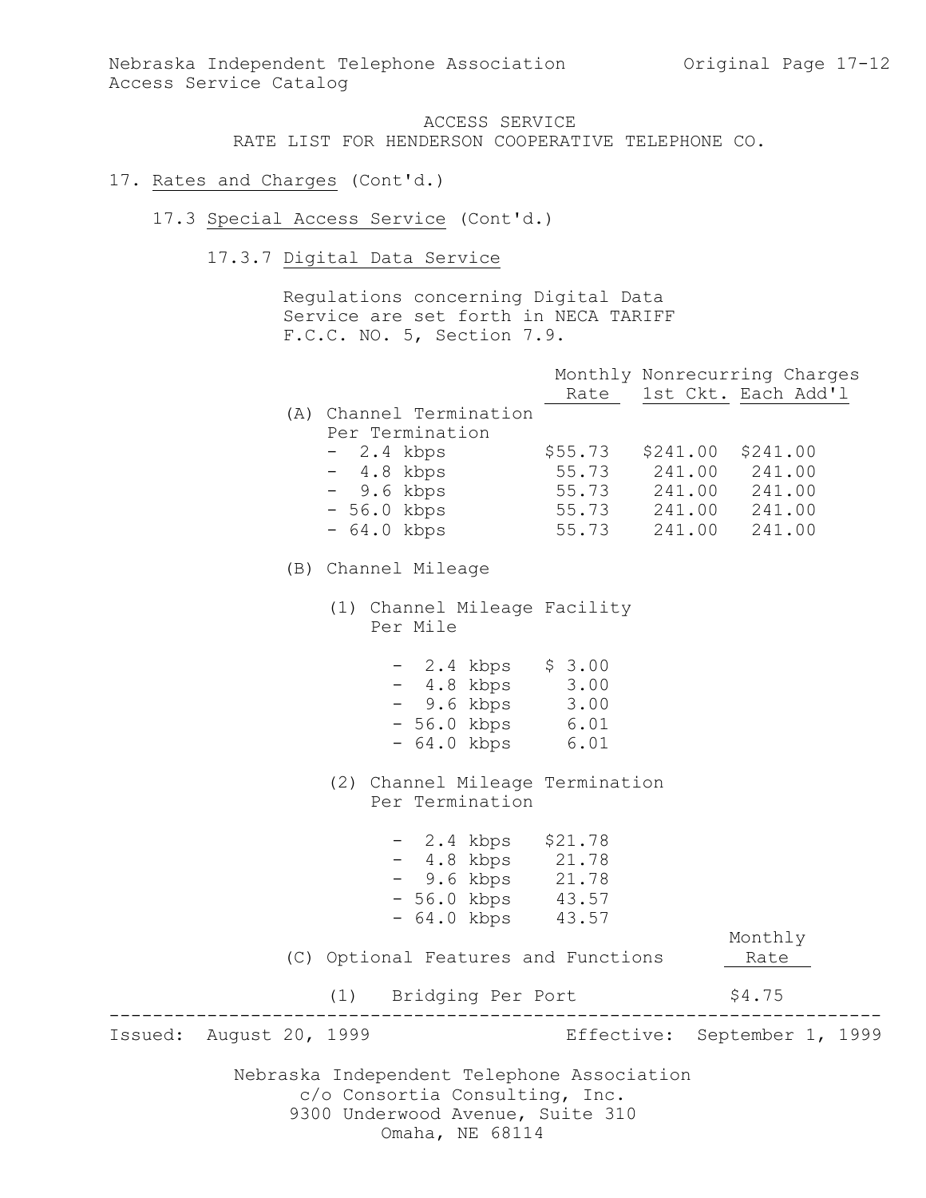ACCESS SERVICE
RATE LIST FOR HENDERSON COOPERATIVE TELEPHONE CO.

17. Rates and Charges (Cont'd.)

17.3 Special Access Service (Cont'd.)

17.3.7 Digital Data Service

Regulations concerning Digital Data Service are set forth in NECA TARIFF F.C.C. NO. 5, Section 7.9.

| | Monthly Rate | Nonrecurring Charges 1st Ckt. | Nonrecurring Charges Each Add'l |
|---|---|---|---|
| (A) Channel Termination Per Termination | | | |
| - 2.4 kbps | $55.73 | $241.00 | $241.00 |
| - 4.8 kbps | 55.73 | 241.00 | 241.00 |
| - 9.6 kbps | 55.73 | 241.00 | 241.00 |
| - 56.0 kbps | 55.73 | 241.00 | 241.00 |
| - 64.0 kbps | 55.73 | 241.00 | 241.00 |

(B) Channel Mileage

(1) Channel Mileage Facility Per Mile

| | |
|---|---|
| - 2.4 kbps | $ 3.00 |
| - 4.8 kbps | 3.00 |
| - 9.6 kbps | 3.00 |
| - 56.0 kbps | 6.01 |
| - 64.0 kbps | 6.01 |

(2) Channel Mileage Termination Per Termination

| | |
|---|---|
| - 2.4 kbps | $21.78 |
| - 4.8 kbps | 21.78 |
| - 9.6 kbps | 21.78 |
| - 56.0 kbps | 43.57 |
| - 64.0 kbps | 43.57 |

| (C) Optional Features and Functions | Monthly Rate |
|---|---|
| (1) Bridging Per Port | $4.75 |

Issued: August 20, 1999 Effective: September 1, 1999

Nebraska Independent Telephone Association
c/o Consortia Consulting, Inc.
9300 Underwood Avenue, Suite 310
Omaha, NE 68114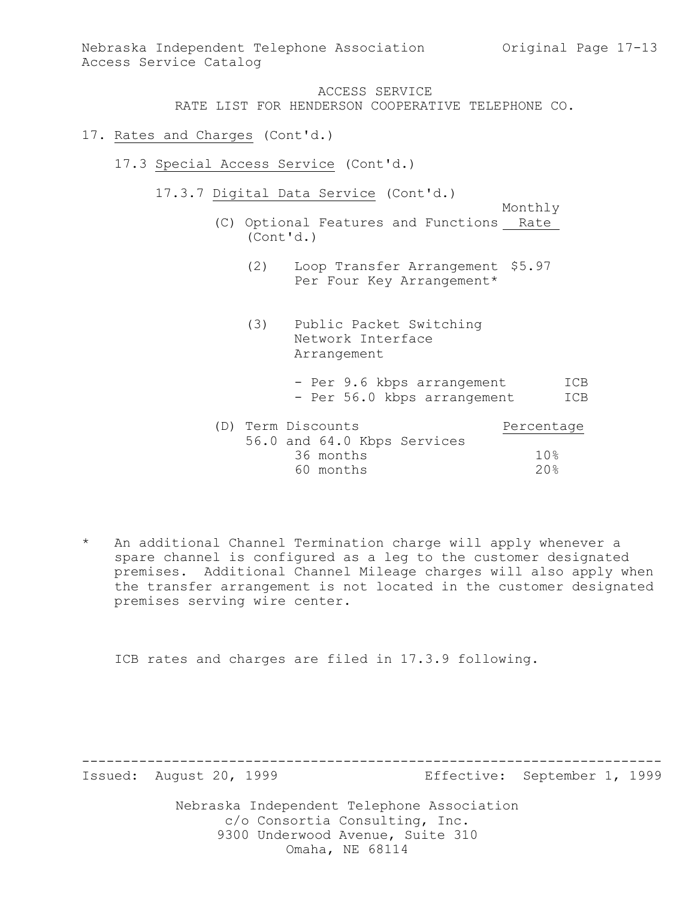ACCESS SERVICE
RATE LIST FOR HENDERSON COOPERATIVE TELEPHONE CO.

17. Rates and Charges (Cont'd.)

17.3 Special Access Service (Cont'd.)

17.3.7 Digital Data Service (Cont'd.)

(C) Optional Features and Functions (Cont'd.)

| | Monthly Rate |
|---|---|
| (2) Loop Transfer Arrangement Per Four Key Arrangement* | $5.97 |
| (3) Public Packet Switching Network Interface Arrangement | |
| - Per 9.6 kbps arrangement | ICB |
| - Per 56.0 kbps arrangement | ICB |

(D) Term Discounts

| 56.0 and 64.0 Kbps Services | Percentage |
|---|---|
| 36 months | 10% |
| 60 months | 20% |

\* An additional Channel Termination charge will apply whenever a spare channel is configured as a leg to the customer designated premises. Additional Channel Mileage charges will also apply when the transfer arrangement is not located in the customer designated premises serving wire center.

ICB rates and charges are filed in 17.3.9 following.

Issued: August 20, 1999 Effective: September 1, 1999

Nebraska Independent Telephone Association
c/o Consortia Consulting, Inc.
9300 Underwood Avenue, Suite 310
Omaha, NE 68114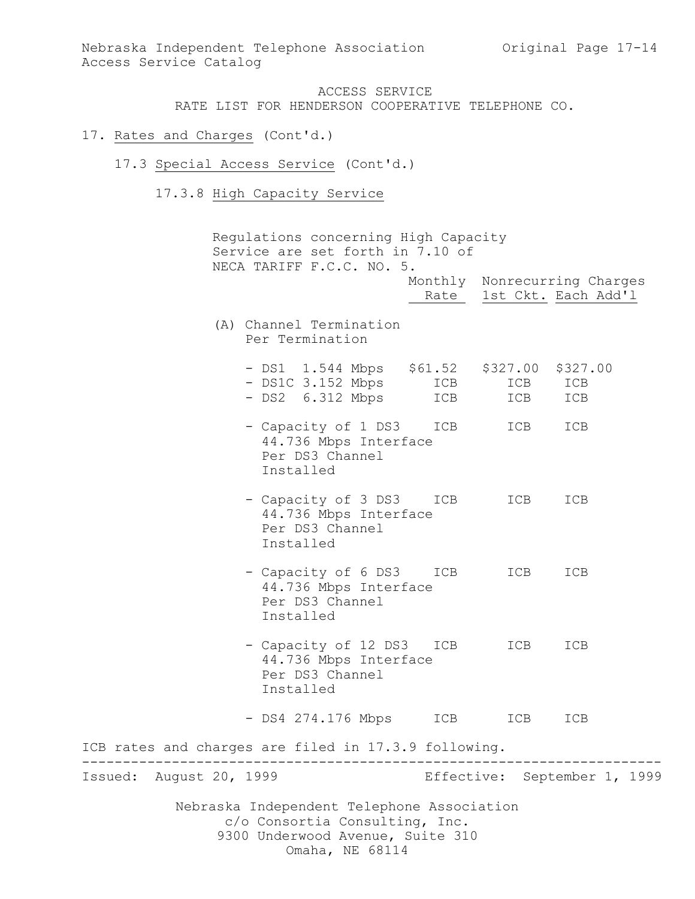ACCESS SERVICE
RATE LIST FOR HENDERSON COOPERATIVE TELEPHONE CO.

17. Rates and Charges (Cont'd.)

17.3 Special Access Service (Cont'd.)

17.3.8 High Capacity Service

Regulations concerning High Capacity Service are set forth in 7.10 of NECA TARIFF F.C.C. NO. 5.

| | Monthly Rate | Nonrecurring Charges 1st Ckt. | Each Add'l |
|---|---|---|---|
| (A) Channel Termination Per Termination | | | |
| - DS1 1.544 Mbps | $61.52 | $327.00 | $327.00 |
| - DS1C 3.152 Mbps | ICB | ICB | ICB |
| - DS2 6.312 Mbps | ICB | ICB | ICB |
| - Capacity of 1 DS3 44.736 Mbps Interface Per DS3 Channel Installed | ICB | ICB | ICB |
| - Capacity of 3 DS3 44.736 Mbps Interface Per DS3 Channel Installed | ICB | ICB | ICB |
| - Capacity of 6 DS3 44.736 Mbps Interface Per DS3 Channel Installed | ICB | ICB | ICB |
| - Capacity of 12 DS3 44.736 Mbps Interface Per DS3 Channel Installed | ICB | ICB | ICB |
| - DS4 274.176 Mbps | ICB | ICB | ICB |

ICB rates and charges are filed in 17.3.9 following.

Issued: August 20, 1999 Effective: September 1, 1999

Nebraska Independent Telephone Association
c/o Consortia Consulting, Inc.
9300 Underwood Avenue, Suite 310
Omaha, NE 68114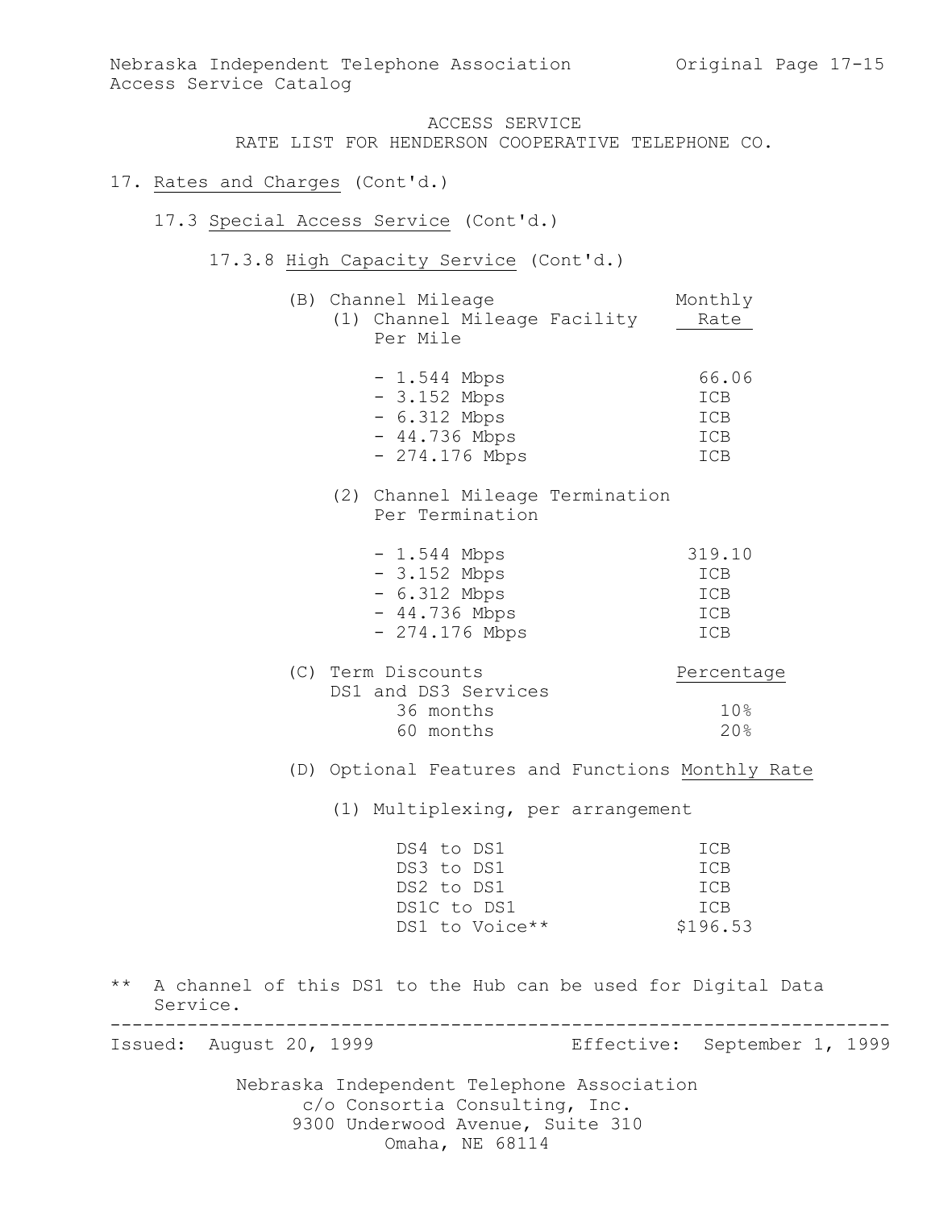ACCESS SERVICE
RATE LIST FOR HENDERSON COOPERATIVE TELEPHONE CO.

17. Rates and Charges (Cont'd.)

17.3 Special Access Service (Cont'd.)

17.3.8 High Capacity Service (Cont'd.)

(B) Channel Mileage

(1) Channel Mileage Facility Per Mile

| | Monthly Rate |
|---|---|
| - 1.544 Mbps | 66.06 |
| - 3.152 Mbps | ICB |
| - 6.312 Mbps | ICB |
| - 44.736 Mbps | ICB |
| - 274.176 Mbps | ICB |

(2) Channel Mileage Termination Per Termination

| | Monthly Rate |
|---|---|
| - 1.544 Mbps | 319.10 |
| - 3.152 Mbps | ICB |
| - 6.312 Mbps | ICB |
| - 44.736 Mbps | ICB |
| - 274.176 Mbps | ICB |

(C) Term Discounts

| DS1 and DS3 Services | Percentage |
|---|---|
| 36 months | 10% |
| 60 months | 20% |

(D) Optional Features and Functions

(1) Multiplexing, per arrangement

| | Monthly Rate |
|---|---|
| DS4 to DS1 | ICB |
| DS3 to DS1 | ICB |
| DS2 to DS1 | ICB |
| DS1C to DS1 | ICB |
| DS1 to Voice** | $196.53 |

** A channel of this DS1 to the Hub can be used for Digital Data Service.

Issued: August 20, 1999 Effective: September 1, 1999

Nebraska Independent Telephone Association
c/o Consortia Consulting, Inc.
9300 Underwood Avenue, Suite 310
Omaha, NE 68114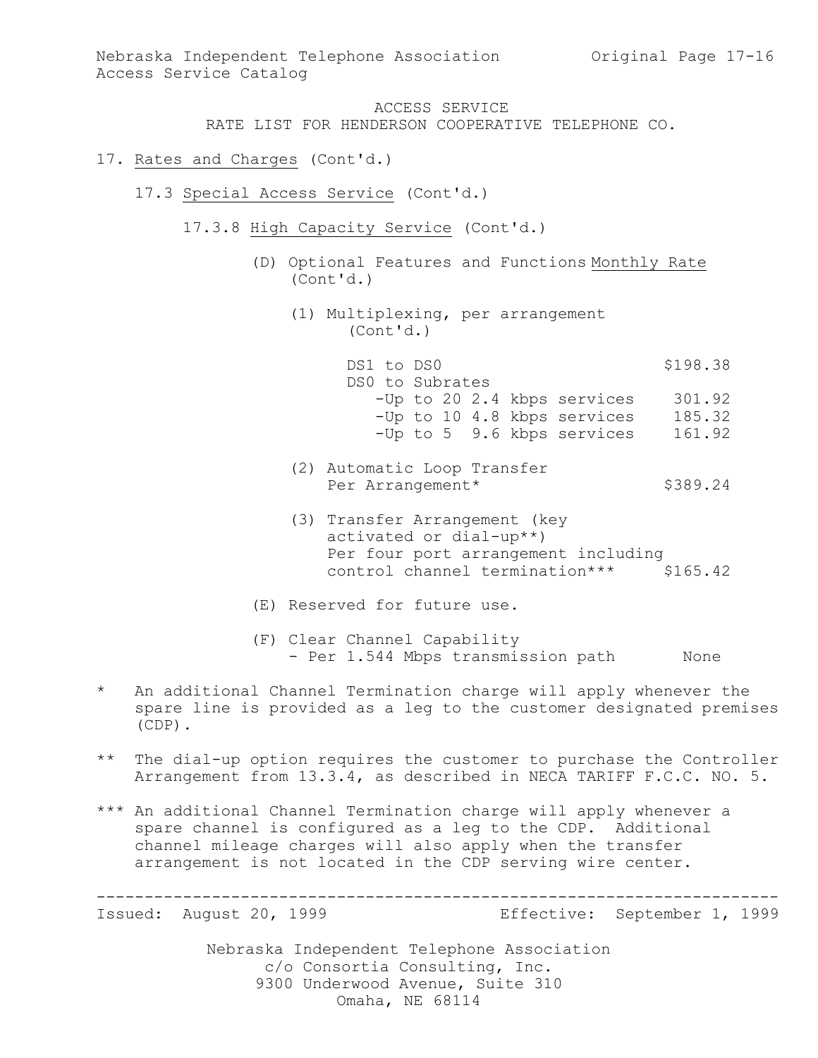ACCESS SERVICE
RATE LIST FOR HENDERSON COOPERATIVE TELEPHONE CO.

17. Rates and Charges (Cont'd.)

17.3 Special Access Service (Cont'd.)

17.3.8 High Capacity Service (Cont'd.)

(D) Optional Features and Functions (Cont'd.)

| | Monthly Rate |
|---|---|
| (1) Multiplexing, per arrangement (Cont'd.) | |
| DS1 to DS0 | $198.38 |
| DS0 to Subrates | |
| -Up to 20 2.4 kbps services | 301.92 |
| -Up to 10 4.8 kbps services | 185.32 |
| -Up to 5 9.6 kbps services | 161.92 |
| (2) Automatic Loop Transfer Per Arrangement* | $389.24 |
| (3) Transfer Arrangement (key activated or dial-up**) Per four port arrangement including control channel termination*** | $165.42 |

(E) Reserved for future use.

(F) Clear Channel Capability
- Per 1.544 Mbps transmission path None

\* An additional Channel Termination charge will apply whenever the spare line is provided as a leg to the customer designated premises (CDP).

\** The dial-up option requires the customer to purchase the Controller Arrangement from 13.3.4, as described in NECA TARIFF F.C.C. NO. 5.

\*** An additional Channel Termination charge will apply whenever a spare channel is configured as a leg to the CDP. Additional channel mileage charges will also apply when the transfer arrangement is not located in the CDP serving wire center.

Issued: August 20, 1999 Effective: September 1, 1999

Nebraska Independent Telephone Association
c/o Consortia Consulting, Inc.
9300 Underwood Avenue, Suite 310
Omaha, NE 68114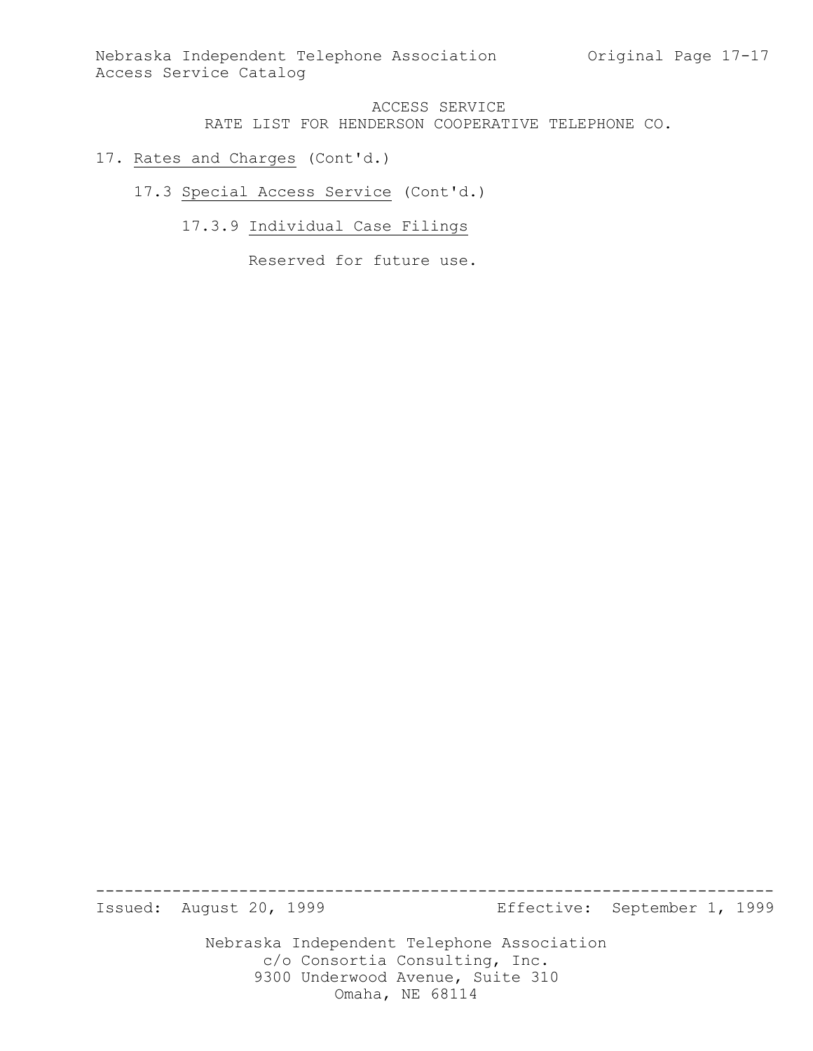ACCESS SERVICE
RATE LIST FOR HENDERSON COOPERATIVE TELEPHONE CO.

17. Rates and Charges (Cont'd.)

17.3 Special Access Service (Cont'd.)

17.3.9 Individual Case Filings

Reserved for future use.

Issued: August 20, 1999 Effective: September 1, 1999

Nebraska Independent Telephone Association
c/o Consortia Consulting, Inc.
9300 Underwood Avenue, Suite 310
Omaha, NE 68114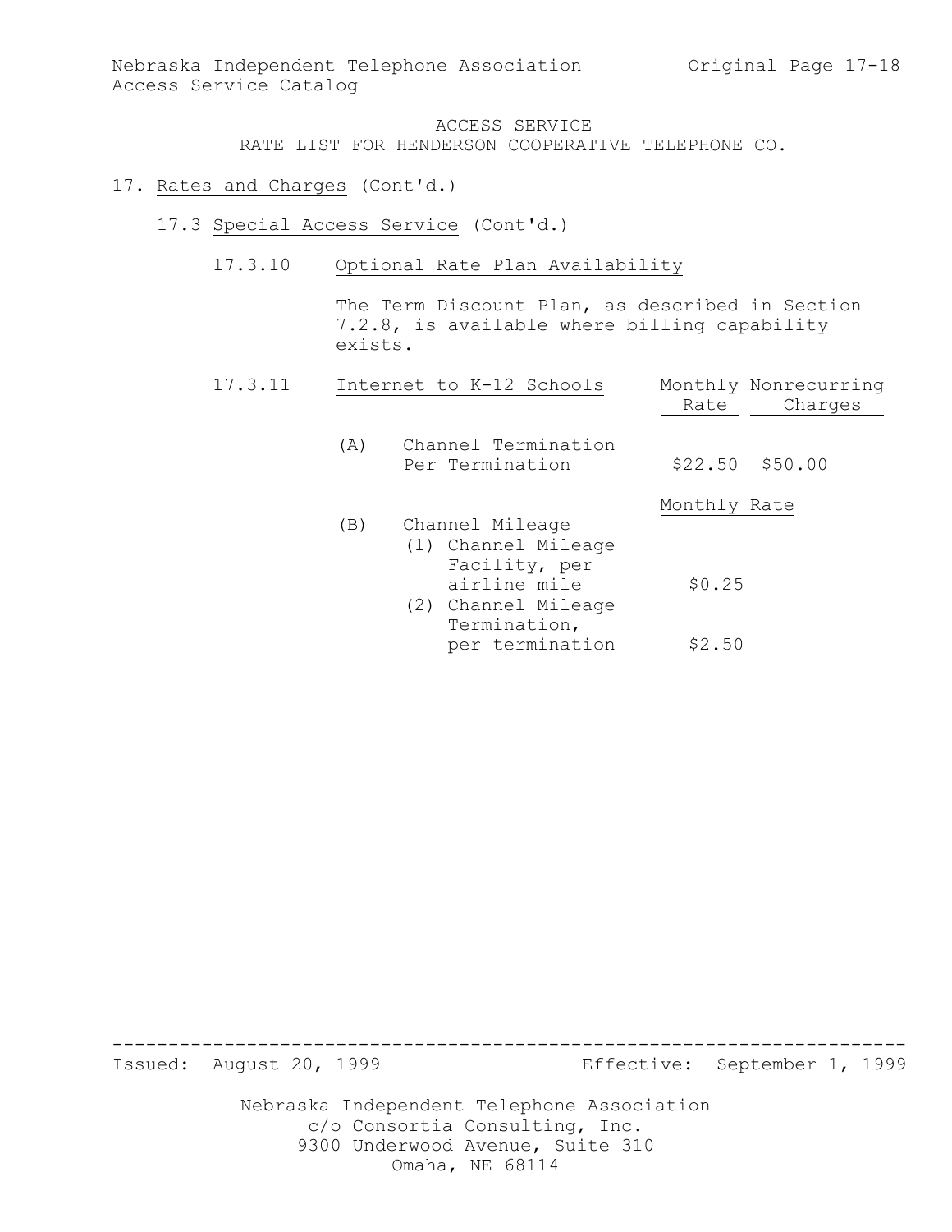ACCESS SERVICE
RATE LIST FOR HENDERSON COOPERATIVE TELEPHONE CO.

17. Rates and Charges (Cont'd.)

17.3 Special Access Service (Cont'd.)

17.3.10 Optional Rate Plan Availability

The Term Discount Plan, as described in Section 7.2.8, is available where billing capability exists.

17.3.11 Internet to K-12 Schools

| | Monthly Rate | Nonrecurring Charges |
|---|---|---|
| (A) Channel Termination Per Termination | $22.50 | $50.00 |

| | Monthly Rate |
|---|---|
| (B) Channel Mileage | |
| (1) Channel Mileage Facility, per airline mile | $0.25 |
| (2) Channel Mileage Termination, per termination | $2.50 |

Issued: August 20, 1999 Effective: September 1, 1999

Nebraska Independent Telephone Association
c/o Consortia Consulting, Inc.
9300 Underwood Avenue, Suite 310
Omaha, NE 68114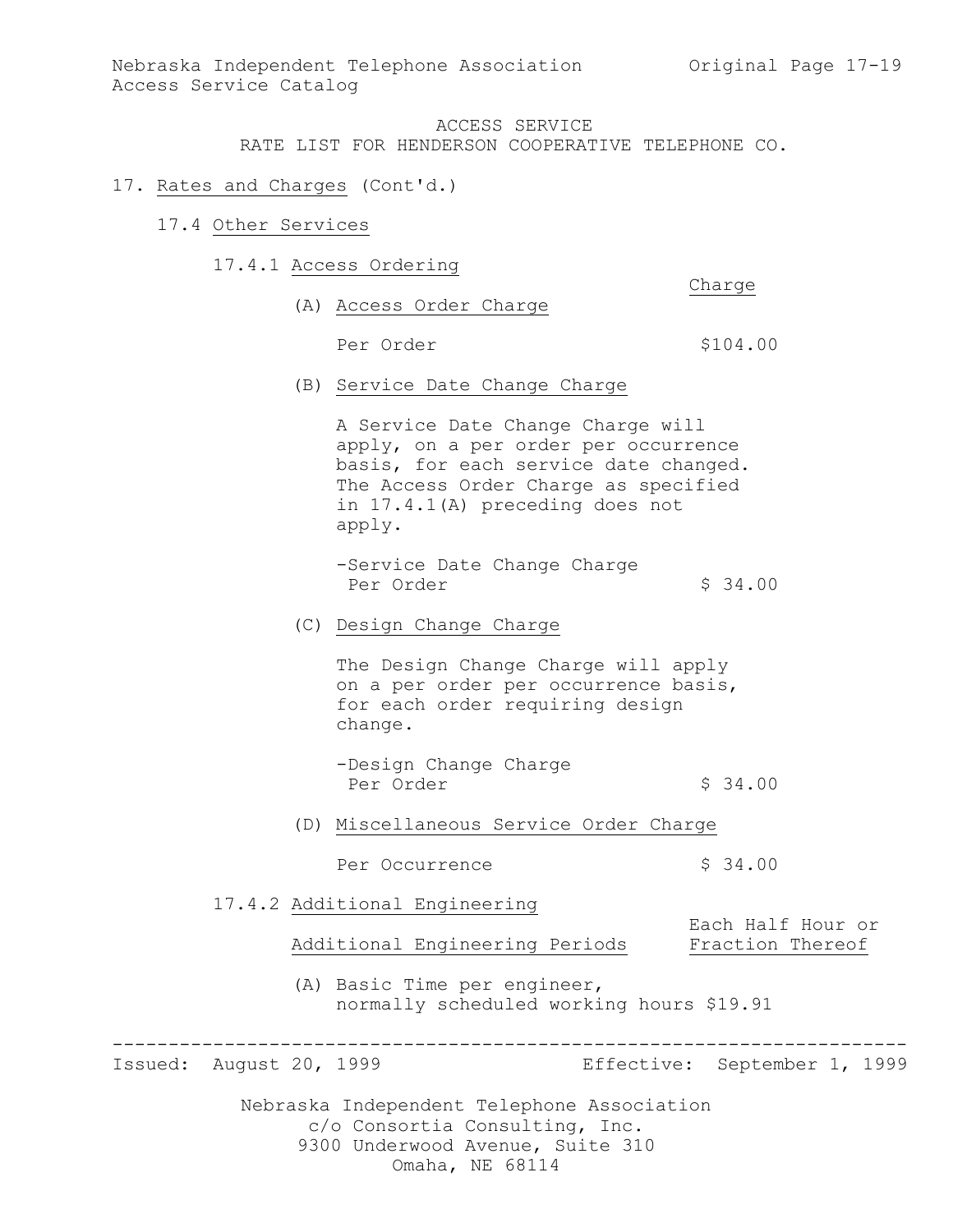ACCESS SERVICE
RATE LIST FOR HENDERSON COOPERATIVE TELEPHONE CO.

17. Rates and Charges (Cont'd.)

17.4 Other Services

17.4.1 Access Ordering

| | Charge |
|---|---|
| (A) Access Order Charge | |
| Per Order | $104.00 |

(B) Service Date Change Charge

A Service Date Change Charge will apply, on a per order per occurrence basis, for each service date changed. The Access Order Charge as specified in 17.4.1(A) preceding does not apply.

| | |
|---|---|
| -Service Date Change Charge Per Order | $ 34.00 |

(C) Design Change Charge

The Design Change Charge will apply on a per order per occurrence basis, for each order requiring design change.

| | |
|---|---|
| -Design Change Charge Per Order | $ 34.00 |

(D) Miscellaneous Service Order Charge

| | |
|---|---|
| Per Occurrence | $ 34.00 |

17.4.2 Additional Engineering

| Additional Engineering Periods | Each Half Hour or Fraction Thereof |
|---|---|
| (A) Basic Time per engineer, normally scheduled working hours | $19.91 |

Issued: August 20, 1999 Effective: September 1, 1999

Nebraska Independent Telephone Association
c/o Consortia Consulting, Inc.
9300 Underwood Avenue, Suite 310
Omaha, NE 68114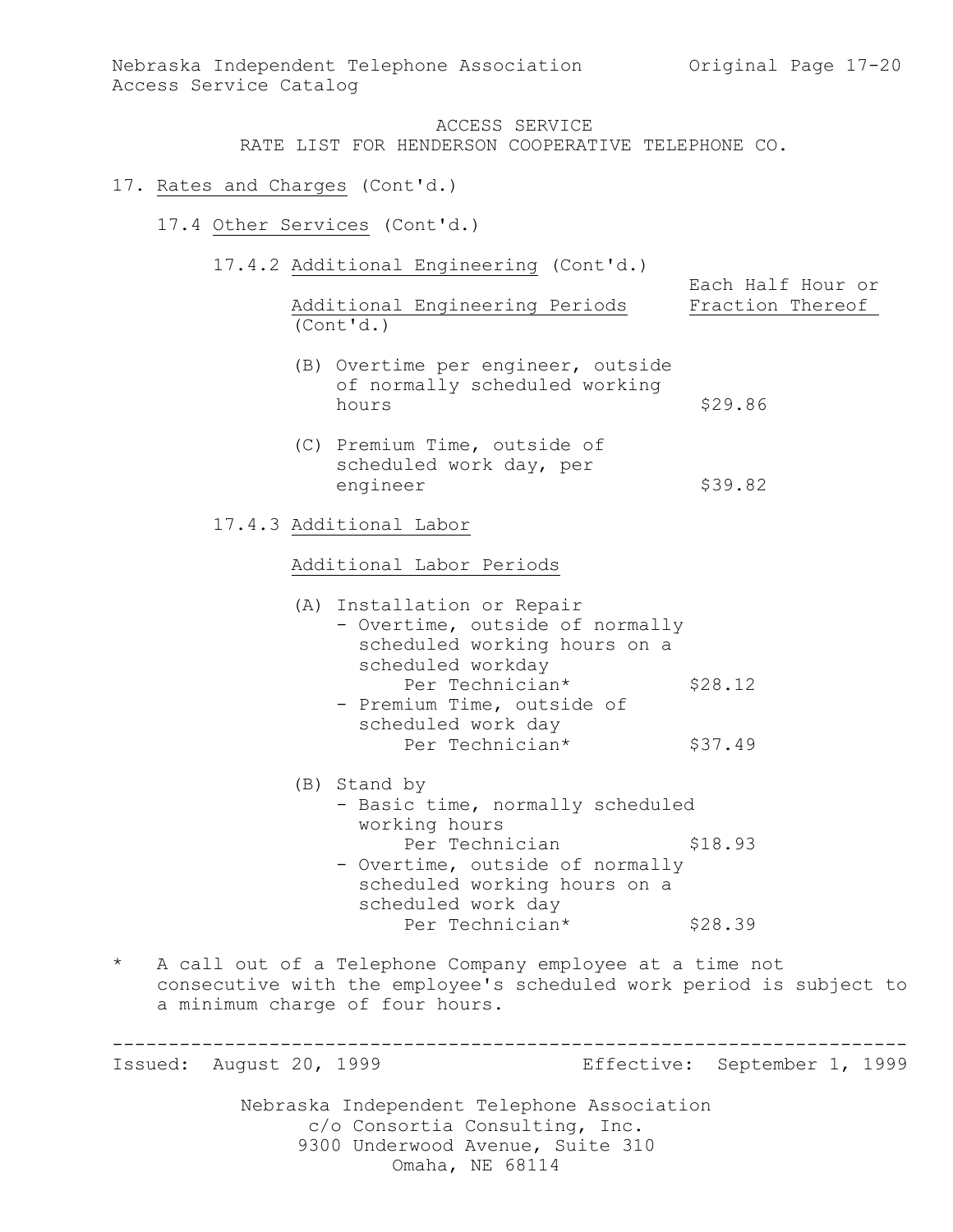ACCESS SERVICE
RATE LIST FOR HENDERSON COOPERATIVE TELEPHONE CO.

17. Rates and Charges (Cont'd.)

17.4 Other Services (Cont'd.)

17.4.2 Additional Engineering (Cont'd.)

| Additional Engineering Periods (Cont'd.) | Each Half Hour or Fraction Thereof |
|---|---|
| (B) Overtime per engineer, outside of normally scheduled working hours | $29.86 |
| (C) Premium Time, outside of scheduled work day, per engineer | $39.82 |

17.4.3 Additional Labor

Additional Labor Periods

| | |
|---|---|
| (A) Installation or Repair | |
| - Overtime, outside of normally scheduled working hours on a scheduled workday Per Technician* | $28.12 |
| - Premium Time, outside of scheduled work day Per Technician* | $37.49 |
| (B) Stand by | |
| - Basic time, normally scheduled working hours Per Technician | $18.93 |
| - Overtime, outside of normally scheduled working hours on a scheduled work day Per Technician* | $28.39 |

\* A call out of a Telephone Company employee at a time not consecutive with the employee's scheduled work period is subject to a minimum charge of four hours.

Issued: August 20, 1999 Effective: September 1, 1999

Nebraska Independent Telephone Association
c/o Consortia Consulting, Inc.
9300 Underwood Avenue, Suite 310
Omaha, NE 68114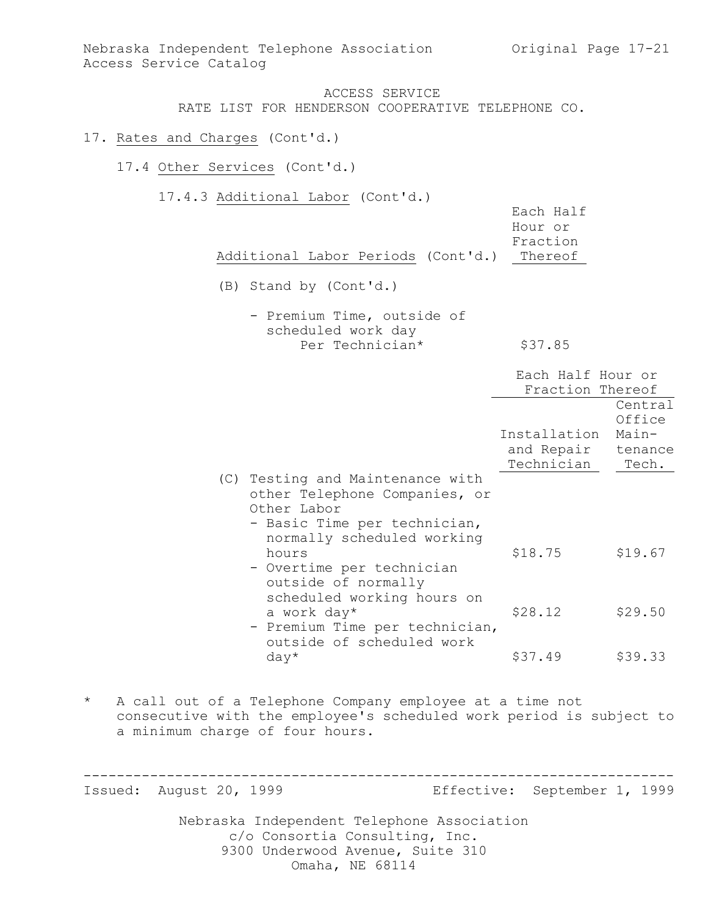ACCESS SERVICE
RATE LIST FOR HENDERSON COOPERATIVE TELEPHONE CO.

## 17. Rates and Charges (Cont'd.)

### 17.4 Other Services (Cont'd.)

#### 17.4.3 Additional Labor (Cont'd.)

| Additional Labor Periods (Cont'd.) | Each Half Hour or Fraction Thereof |
|---|---|
| (B) Stand by (Cont'd.) | |
| - Premium Time, outside of scheduled work day Per Technician* | $37.85 |

| | Each Half Hour or Fraction Thereof | |
|---|---|---|
| | Installation and Repair Technician | Central Office Maintenance Tech. |
| (C) Testing and Maintenance with other Telephone Companies, or Other Labor | | |
| - Basic Time per technician, normally scheduled working hours | $18.75 | $19.67 |
| - Overtime per technician outside of normally scheduled working hours on a work day* | $28.12 | $29.50 |
| - Premium Time per technician, outside of scheduled work day* | $37.49 | $39.33 |

\* A call out of a Telephone Company employee at a time not consecutive with the employee's scheduled work period is subject to a minimum charge of four hours.

Issued: August 20, 1999 Effective: September 1, 1999

Nebraska Independent Telephone Association
c/o Consortia Consulting, Inc.
9300 Underwood Avenue, Suite 310
Omaha, NE 68114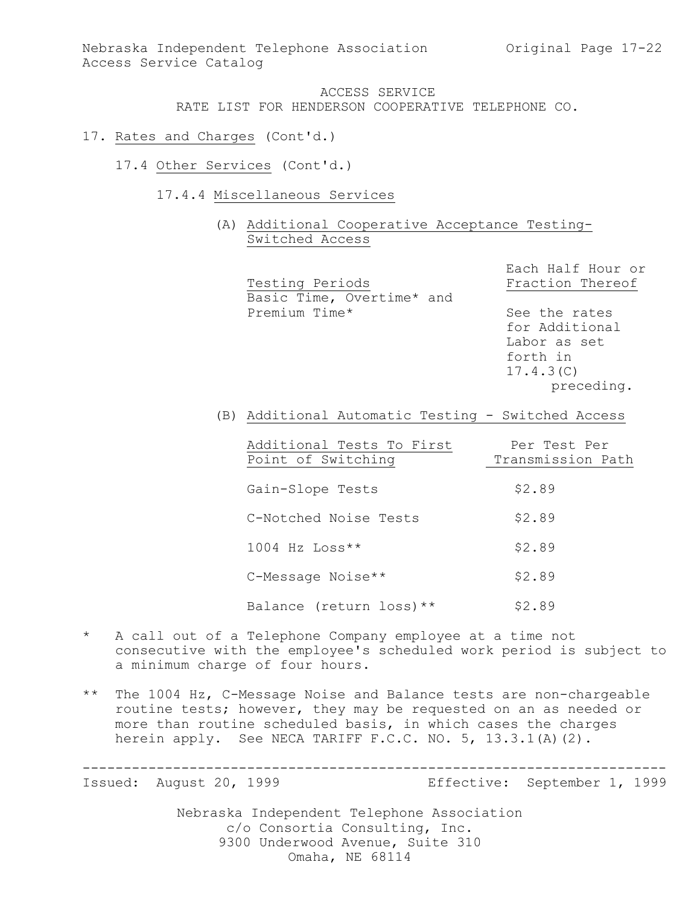ACCESS SERVICE
RATE LIST FOR HENDERSON COOPERATIVE TELEPHONE CO.

17. Rates and Charges (Cont'd.)

17.4 Other Services (Cont'd.)

17.4.4 Miscellaneous Services

(A) Additional Cooperative Acceptance Testing-Switched Access

| Testing Periods | Each Half Hour or Fraction Thereof |
|---|---|
| Basic Time, Overtime* and Premium Time* | See the rates for Additional Labor as set forth in 17.4.3(C) preceding. |

(B) Additional Automatic Testing - Switched Access

| Additional Tests To First Point of Switching | Per Test Per Transmission Path |
|---|---|
| Gain-Slope Tests | $2.89 |
| C-Notched Noise Tests | $2.89 |
| 1004 Hz Loss** | $2.89 |
| C-Message Noise** | $2.89 |
| Balance (return loss)** | $2.89 |

\* A call out of a Telephone Company employee at a time not consecutive with the employee's scheduled work period is subject to a minimum charge of four hours.

\** The 1004 Hz, C-Message Noise and Balance tests are non-chargeable routine tests; however, they may be requested on an as needed or more than routine scheduled basis, in which cases the charges herein apply. See NECA TARIFF F.C.C. NO. 5, 13.3.1(A)(2).

Issued: August 20, 1999 Effective: September 1, 1999

Nebraska Independent Telephone Association
c/o Consortia Consulting, Inc.
9300 Underwood Avenue, Suite 310
Omaha, NE 68114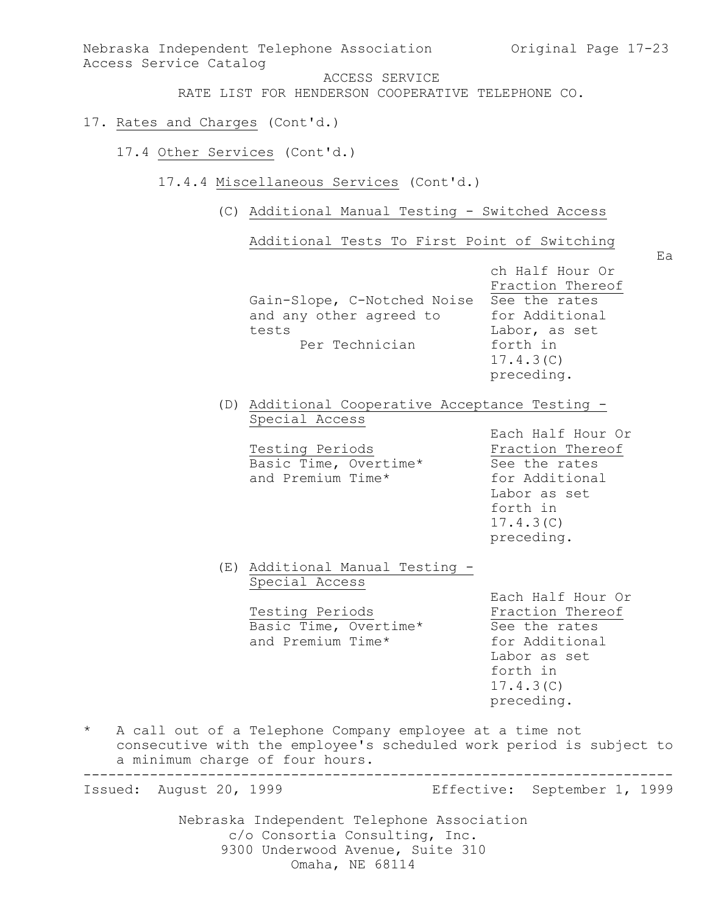Nebraska Independent Telephone Association
Access Service Catalog

ACCESS SERVICE
RATE LIST FOR HENDERSON COOPERATIVE TELEPHONE CO.

17. Rates and Charges (Cont'd.)

17.4 Other Services (Cont'd.)

17.4.4 Miscellaneous Services (Cont'd.)

(C) Additional Manual Testing - Switched Access

Additional Tests To First Point of Switching

| | Each Half Hour Or Fraction Thereof |
|---|---|
| Gain-Slope, C-Notched Noise and any other agreed to tests<br>Per Technician | See the rates for Additional Labor, as set forth in 17.4.3(C) preceding. |

(D) Additional Cooperative Acceptance Testing - Special Access

| Testing Periods | Each Half Hour Or Fraction Thereof |
|---|---|
| Basic Time, Overtime* and Premium Time* | See the rates for Additional Labor as set forth in 17.4.3(C) preceding. |

(E) Additional Manual Testing - Special Access

| Testing Periods | Each Half Hour Or Fraction Thereof |
|---|---|
| Basic Time, Overtime* and Premium Time* | See the rates for Additional Labor as set forth in 17.4.3(C) preceding. |

\* A call out of a Telephone Company employee at a time not consecutive with the employee's scheduled work period is subject to a minimum charge of four hours.

Issued: August 20, 1999 Effective: September 1, 1999

Nebraska Independent Telephone Association
c/o Consortia Consulting, Inc.
9300 Underwood Avenue, Suite 310
Omaha, NE 68114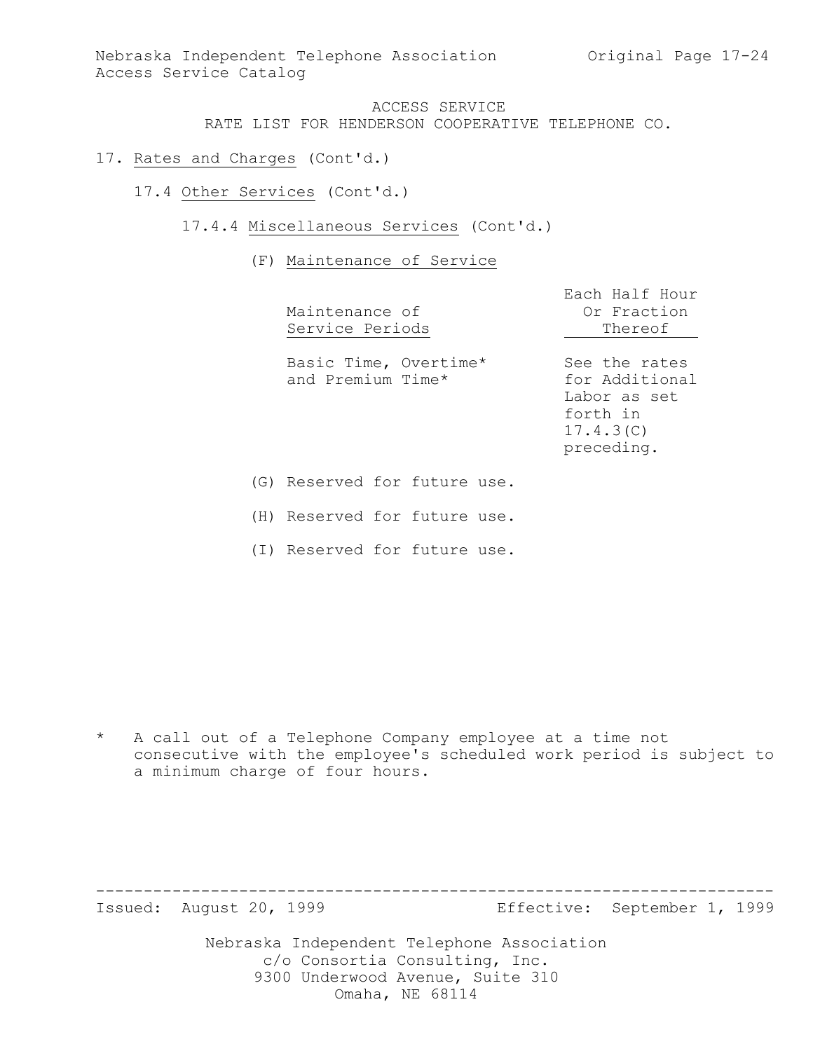ACCESS SERVICE
RATE LIST FOR HENDERSON COOPERATIVE TELEPHONE CO.

17. Rates and Charges (Cont'd.)

17.4 Other Services (Cont'd.)

17.4.4 Miscellaneous Services (Cont'd.)

(F) Maintenance of Service

| Maintenance of Service Periods | Each Half Hour Or Fraction Thereof |
|---|---|
| Basic Time, Overtime* and Premium Time* | See the rates for Additional Labor as set forth in 17.4.3(C) preceding. |

(G) Reserved for future use.

(H) Reserved for future use.

(I) Reserved for future use.

\* A call out of a Telephone Company employee at a time not consecutive with the employee's scheduled work period is subject to a minimum charge of four hours.

Issued: August 20, 1999 Effective: September 1, 1999

Nebraska Independent Telephone Association
c/o Consortia Consulting, Inc.
9300 Underwood Avenue, Suite 310
Omaha, NE 68114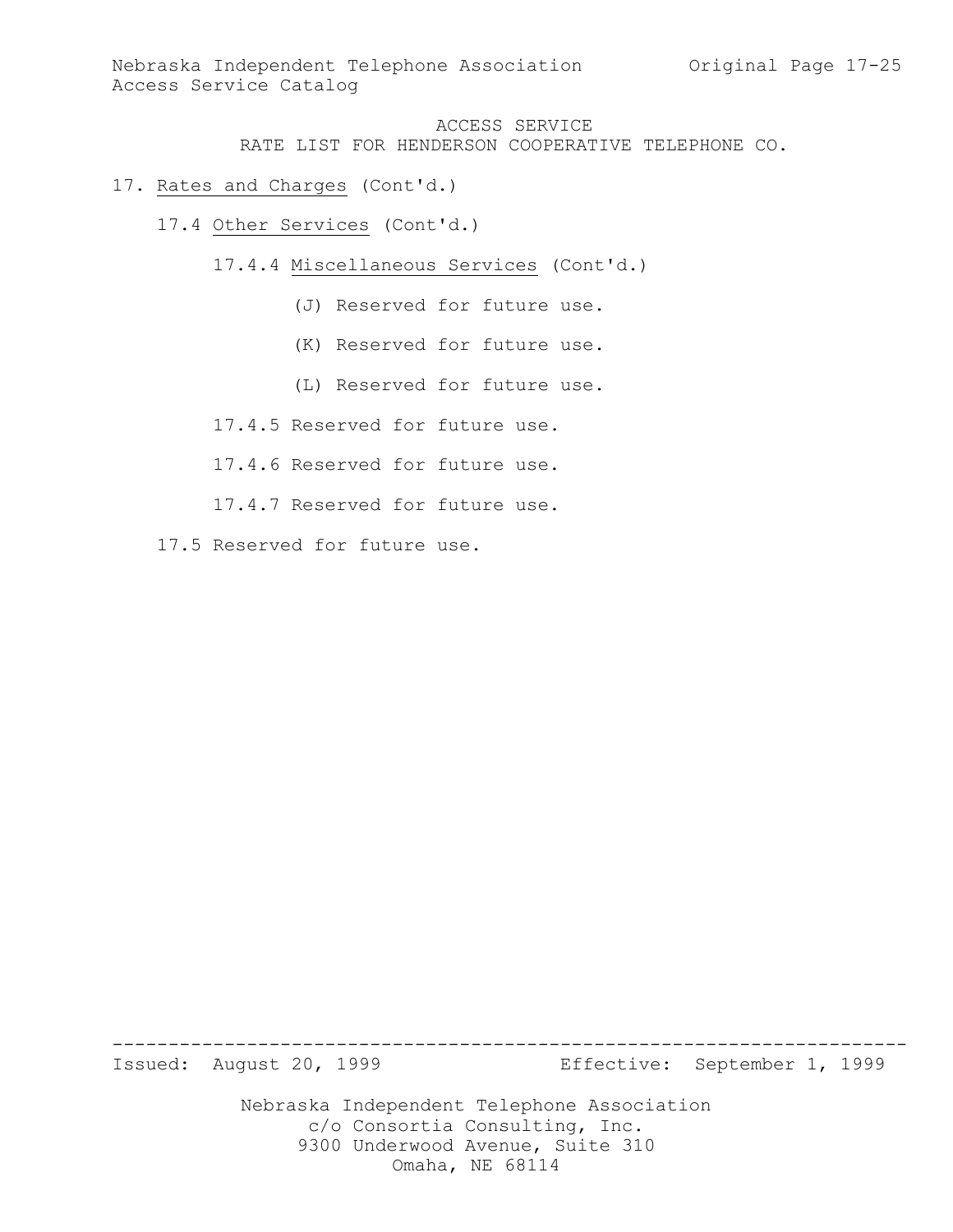ACCESS SERVICE
RATE LIST FOR HENDERSON COOPERATIVE TELEPHONE CO.

17. Rates and Charges (Cont'd.)

17.4 Other Services (Cont'd.)

17.4.4 Miscellaneous Services (Cont'd.)

(J) Reserved for future use.

(K) Reserved for future use.

(L) Reserved for future use.

17.4.5 Reserved for future use.

17.4.6 Reserved for future use.

17.4.7 Reserved for future use.

17.5 Reserved for future use.

---

Issued: August 20, 1999 Effective: September 1, 1999

Nebraska Independent Telephone Association
c/o Consortia Consulting, Inc.
9300 Underwood Avenue, Suite 310
Omaha, NE 68114